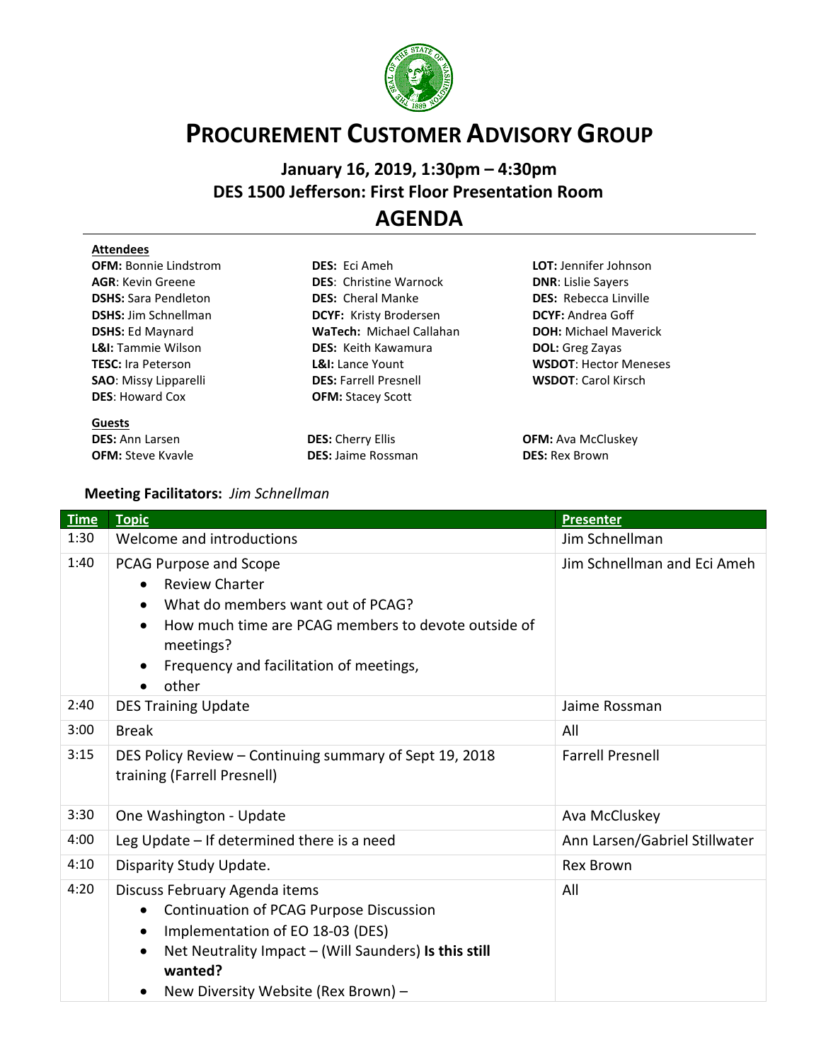# PROCUREMENT CUSTOMER ADVISORY GROUP

## January 16, 2019, 1:30pm – 4:30pm
## DES 1500 Jefferson: First Floor Presentation Room

## AGENDA

**Attendees**

**OFM:** Bonnie Lindstrom
**AGR**: Kevin Greene
**DSHS:** Sara Pendleton
**DSHS:** Jim Schnellman
**DSHS:** Ed Maynard
**L&I:** Tammie Wilson
**TESC:** Ira Peterson
**SAO**: Missy Lipparelli
**DES**: Howard Cox
**DES:** Eci Ameh
**DES**: Christine Warnock
**DES:** Cheral Manke
**DCYF:** Kristy Brodersen
**WaTech:** Michael Callahan
**DES:** Keith Kawamura
**L&I:** Lance Yount
**DES:** Farrell Presnell
**OFM:** Stacey Scott
**LOT:** Jennifer Johnson
**DNR**: Lislie Sayers
**DES:** Rebecca Linville
**DCYF:** Andrea Goff
**DOH:** Michael Maverick
**DOL:** Greg Zayas
**WSDOT**: Hector Meneses
**WSDOT**: Carol Kirsch

**Guests**

**DES:** Ann Larsen
**OFM:** Steve Kvavle
**DES:** Cherry Ellis
**DES:** Jaime Rossman
**OFM:** Ava McCluskey
**DES:** Rex Brown

**Meeting Facilitators:** *Jim Schnellman*

| Time | Topic | Presenter |
|---|---|---|
| 1:30 | Welcome and introductions | Jim Schnellman |
| 1:40 | PCAG Purpose and Scope<br>• Review Charter<br>• What do members want out of PCAG?<br>• How much time are PCAG members to devote outside of meetings?<br>• Frequency and facilitation of meetings,<br>• other | Jim Schnellman and Eci Ameh |
| 2:40 | DES Training Update | Jaime Rossman |
| 3:00 | Break | All |
| 3:15 | DES Policy Review – Continuing summary of Sept 19, 2018 training (Farrell Presnell) | Farrell Presnell |
| 3:30 | One Washington - Update | Ava McCluskey |
| 4:00 | Leg Update – If determined there is a need | Ann Larsen/Gabriel Stillwater |
| 4:10 | Disparity Study Update. | Rex Brown |
| 4:20 | Discuss February Agenda items<br>• Continuation of PCAG Purpose Discussion<br>• Implementation of EO 18-03 (DES)<br>• Net Neutrality Impact – (Will Saunders) **Is this still wanted?**<br>• New Diversity Website (Rex Brown) – | All |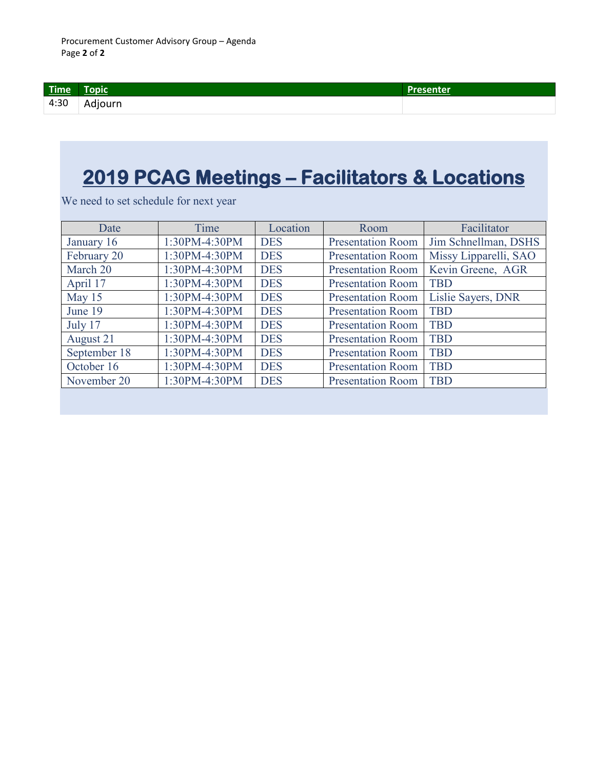| Time | Topic | Presenter |
| --- | --- | --- |
| 4:30 | Adjourn | |

# 2019 PCAG Meetings – Facilitators & Locations

We need to set schedule for next year

| Date | Time | Location | Room | Facilitator |
| --- | --- | --- | --- | --- |
| January 16 | 1:30PM-4:30PM | DES | Presentation Room | Jim Schnellman, DSHS |
| February 20 | 1:30PM-4:30PM | DES | Presentation Room | Missy Lipparelli, SAO |
| March 20 | 1:30PM-4:30PM | DES | Presentation Room | Kevin Greene, AGR |
| April 17 | 1:30PM-4:30PM | DES | Presentation Room | TBD |
| May 15 | 1:30PM-4:30PM | DES | Presentation Room | Lislie Sayers, DNR |
| June 19 | 1:30PM-4:30PM | DES | Presentation Room | TBD |
| July 17 | 1:30PM-4:30PM | DES | Presentation Room | TBD |
| August 21 | 1:30PM-4:30PM | DES | Presentation Room | TBD |
| September 18 | 1:30PM-4:30PM | DES | Presentation Room | TBD |
| October 16 | 1:30PM-4:30PM | DES | Presentation Room | TBD |
| November 20 | 1:30PM-4:30PM | DES | Presentation Room | TBD |